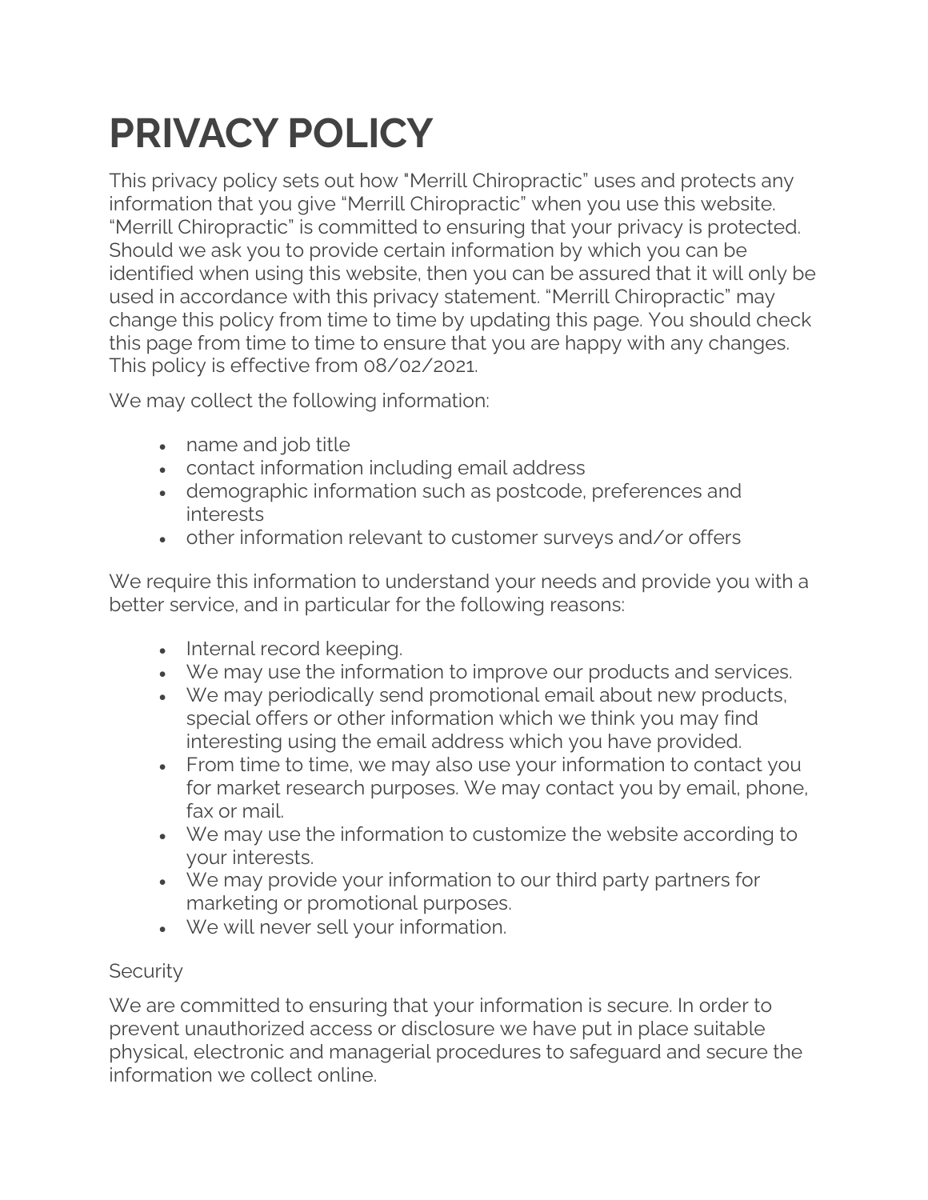# PRIVACY POLICY

This privacy policy sets out how "Merrill Chiropractic" uses and protects any information that you give "Merrill Chiropractic" when you use this website. "Merrill Chiropractic" is committed to ensuring that your privacy is protected. Should we ask you to provide certain information by which you can be identified when using this website, then you can be assured that it will only be used in accordance with this privacy statement. "Merrill Chiropractic" may change this policy from time to time by updating this page. You should check this page from time to time to ensure that you are happy with any changes. This policy is effective from 08/02/2021.

We may collect the following information:

- name and job title
- contact information including email address
- demographic information such as postcode, preferences and interests
- other information relevant to customer surveys and/or offers

We require this information to understand your needs and provide you with a better service, and in particular for the following reasons:

- Internal record keeping.
- We may use the information to improve our products and services.
- We may periodically send promotional email about new products, special offers or other information which we think you may find interesting using the email address which you have provided.
- From time to time, we may also use your information to contact you for market research purposes. We may contact you by email, phone, fax or mail.
- We may use the information to customize the website according to your interests.
- We may provide your information to our third party partners for marketing or promotional purposes.
- We will never sell your information.

Security

We are committed to ensuring that your information is secure. In order to prevent unauthorized access or disclosure we have put in place suitable physical, electronic and managerial procedures to safeguard and secure the information we collect online.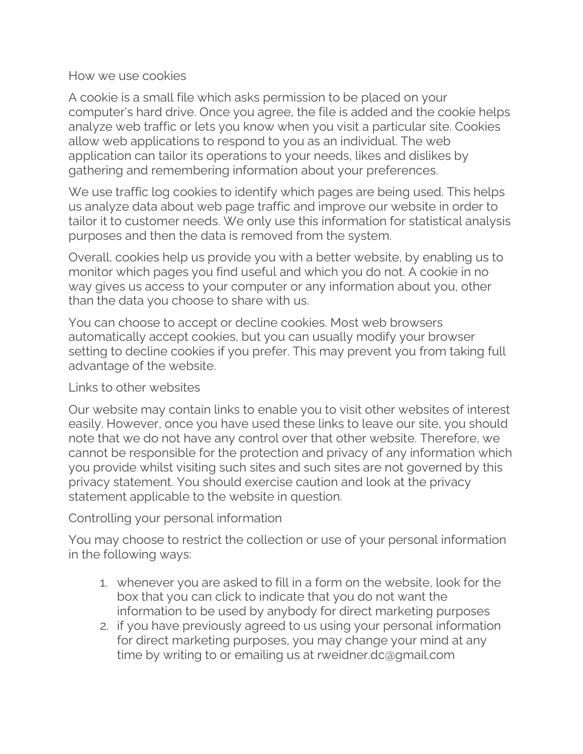## How we use cookies

A cookie is a small file which asks permission to be placed on your computer's hard drive. Once you agree, the file is added and the cookie helps analyze web traffic or lets you know when you visit a particular site. Cookies allow web applications to respond to you as an individual. The web application can tailor its operations to your needs, likes and dislikes by gathering and remembering information about your preferences.

We use traffic log cookies to identify which pages are being used. This helps us analyze data about web page traffic and improve our website in order to tailor it to customer needs. We only use this information for statistical analysis purposes and then the data is removed from the system.

Overall, cookies help us provide you with a better website, by enabling us to monitor which pages you find useful and which you do not. A cookie in no way gives us access to your computer or any information about you, other than the data you choose to share with us.

You can choose to accept or decline cookies. Most web browsers automatically accept cookies, but you can usually modify your browser setting to decline cookies if you prefer. This may prevent you from taking full advantage of the website.

## Links to other websites

Our website may contain links to enable you to visit other websites of interest easily. However, once you have used these links to leave our site, you should note that we do not have any control over that other website. Therefore, we cannot be responsible for the protection and privacy of any information which you provide whilst visiting such sites and such sites are not governed by this privacy statement. You should exercise caution and look at the privacy statement applicable to the website in question.

## Controlling your personal information

You may choose to restrict the collection or use of your personal information in the following ways:

1. whenever you are asked to fill in a form on the website, look for the box that you can click to indicate that you do not want the information to be used by anybody for direct marketing purposes
2. if you have previously agreed to us using your personal information for direct marketing purposes, you may change your mind at any time by writing to or emailing us at rweidner.dc@gmail.com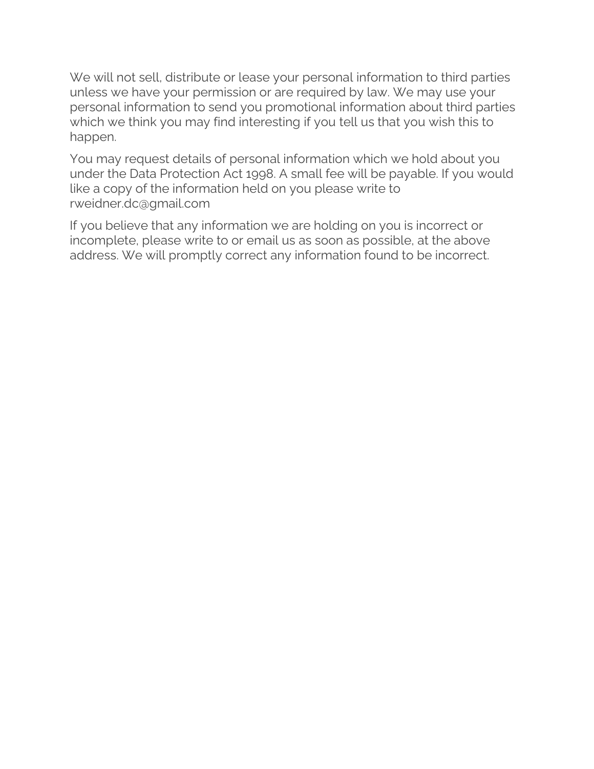We will not sell, distribute or lease your personal information to third parties unless we have your permission or are required by law. We may use your personal information to send you promotional information about third parties which we think you may find interesting if you tell us that you wish this to happen.

You may request details of personal information which we hold about you under the Data Protection Act 1998. A small fee will be payable. If you would like a copy of the information held on you please write to rweidner.dc@gmail.com

If you believe that any information we are holding on you is incorrect or incomplete, please write to or email us as soon as possible, at the above address. We will promptly correct any information found to be incorrect.